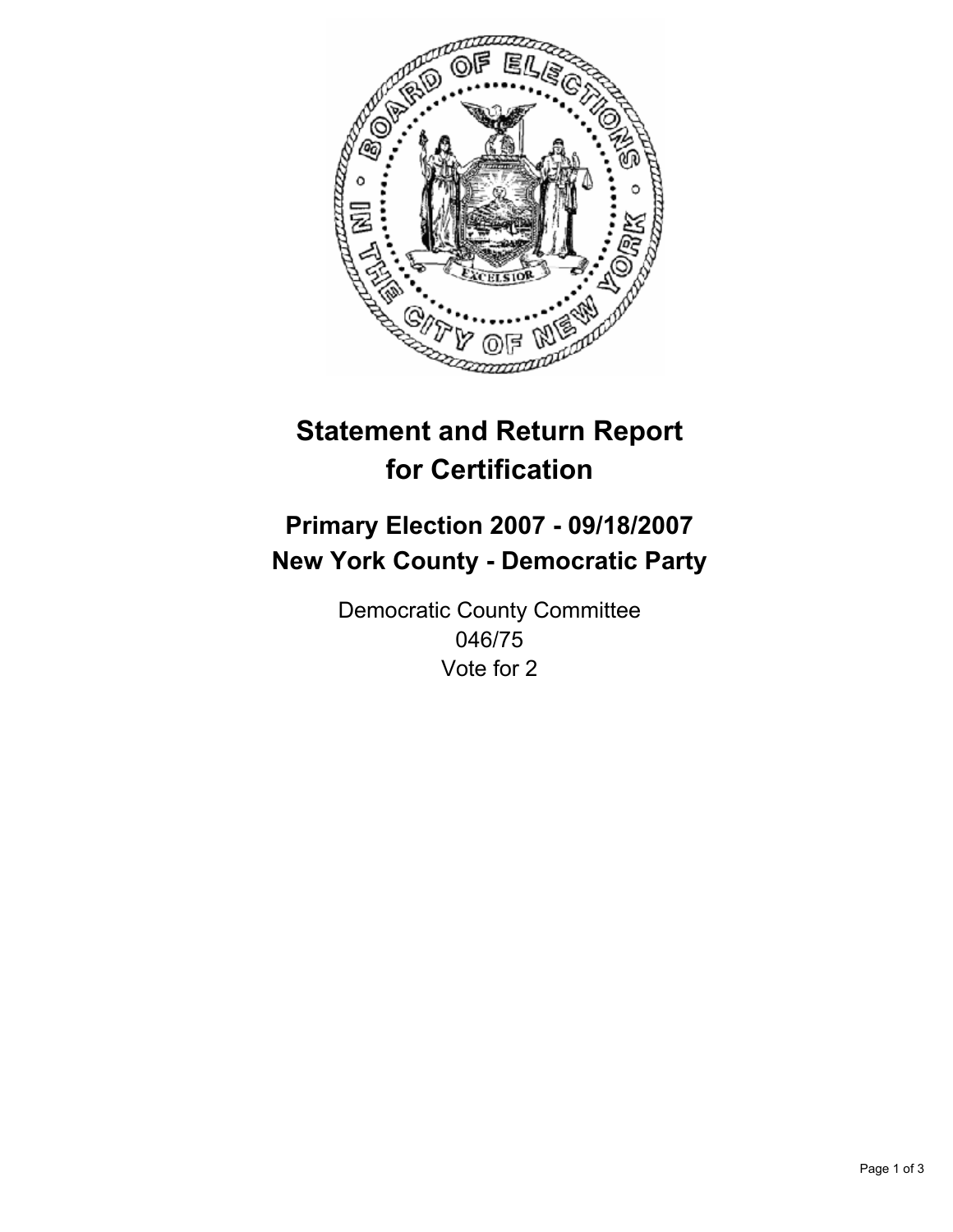# Statement and Return Report for Certification

## Primary Election 2007 - 09/18/2007
## New York County - Democratic Party

Democratic County Committee
046/75
Vote for 2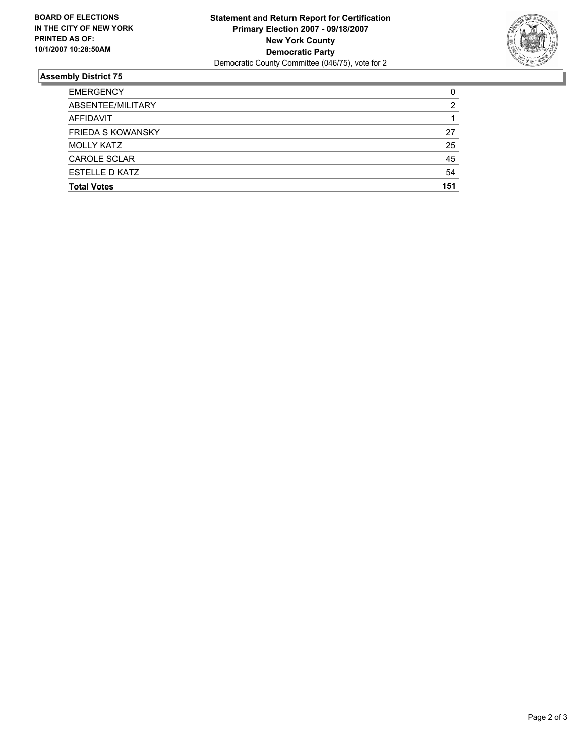**BOARD OF ELECTIONS IN THE CITY OF NEW YORK PRINTED AS OF: 10/1/2007 10:28:50AM**

**Statement and Return Report for Certification**
**Primary Election 2007 - 09/18/2007**
**New York County**
**Democratic Party**
Democratic County Committee (046/75), vote for 2

### Assembly District 75

| | |
|---|---|
| EMERGENCY | 0 |
| ABSENTEE/MILITARY | 2 |
| AFFIDAVIT | 1 |
| FRIEDA S KOWANSKY | 27 |
| MOLLY KATZ | 25 |
| CAROLE SCLAR | 45 |
| ESTELLE D KATZ | 54 |
| **Total Votes** | **151** |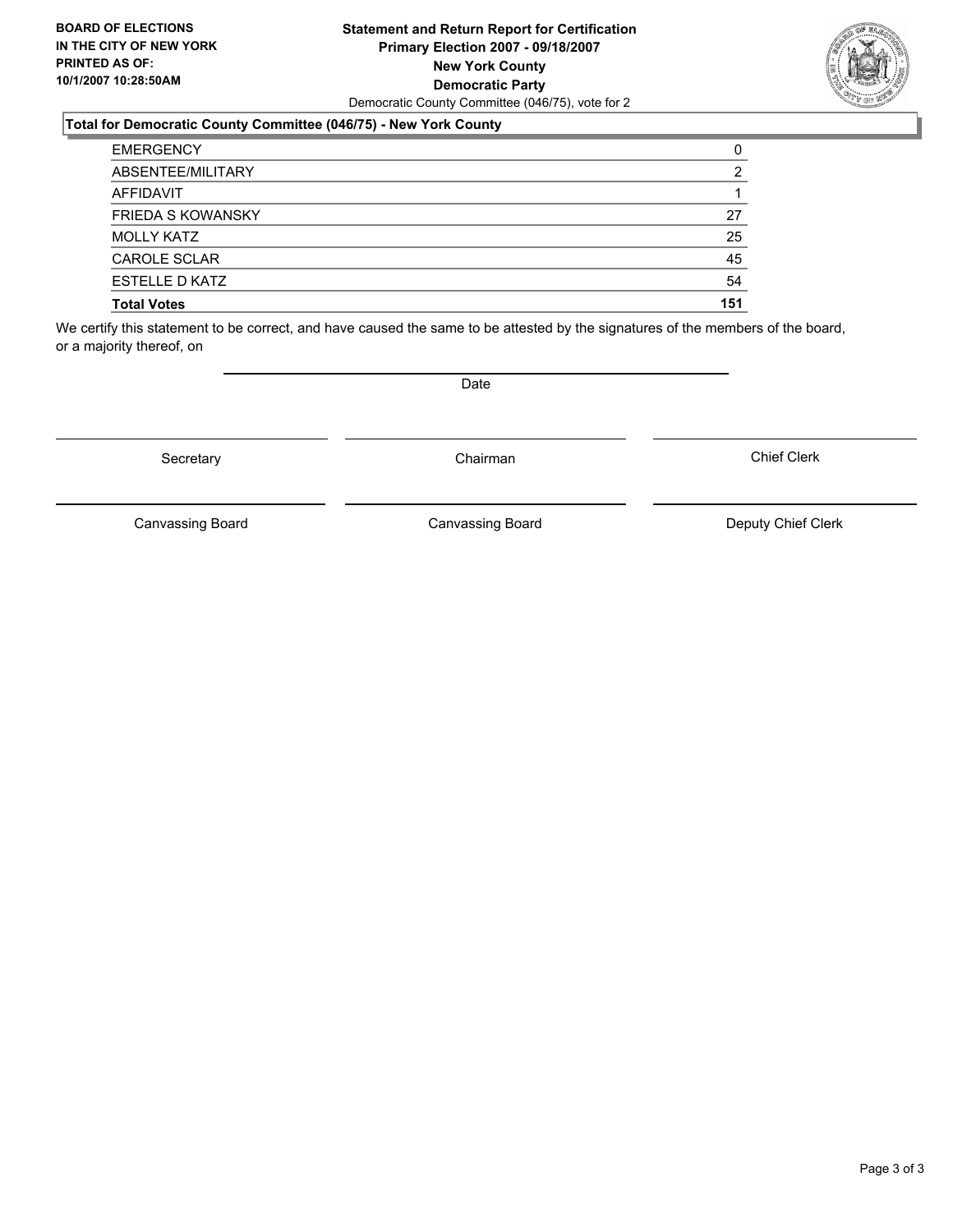**BOARD OF ELECTIONS IN THE CITY OF NEW YORK PRINTED AS OF: 10/1/2007 10:28:50AM**

**Statement and Return Report for Certification**
**Primary Election 2007 - 09/18/2007**
**New York County**
**Democratic Party**
Democratic County Committee (046/75), vote for 2

**Total for Democratic County Committee (046/75) - New York County**

| | |
|---|---|
| EMERGENCY | 0 |
| ABSENTEE/MILITARY | 2 |
| AFFIDAVIT | 1 |
| FRIEDA S KOWANSKY | 27 |
| MOLLY KATZ | 25 |
| CAROLE SCLAR | 45 |
| ESTELLE D KATZ | 54 |
| **Total Votes** | **151** |

We certify this statement to be correct, and have caused the same to be attested by the signatures of the members of the board, or a majority thereof, on

Date

Secretary Chairman Chief Clerk

Canvassing Board Canvassing Board Deputy Chief Clerk